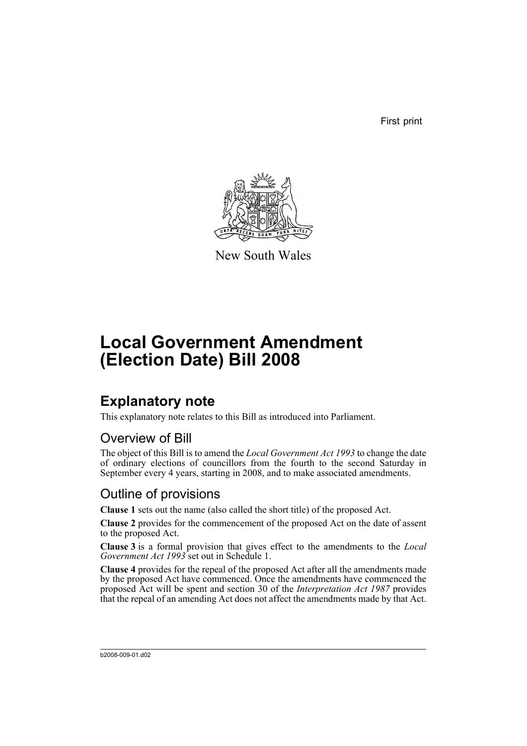First print

New South Wales

# Local Government Amendment (Election Date) Bill 2008

## Explanatory note

This explanatory note relates to this Bill as introduced into Parliament.

### Overview of Bill

The object of this Bill is to amend the *Local Government Act 1993* to change the date of ordinary elections of councillors from the fourth to the second Saturday in September every 4 years, starting in 2008, and to make associated amendments.

### Outline of provisions

**Clause 1** sets out the name (also called the short title) of the proposed Act.

**Clause 2** provides for the commencement of the proposed Act on the date of assent to the proposed Act.

**Clause 3** is a formal provision that gives effect to the amendments to the *Local Government Act 1993* set out in Schedule 1.

**Clause 4** provides for the repeal of the proposed Act after all the amendments made by the proposed Act have commenced. Once the amendments have commenced the proposed Act will be spent and section 30 of the *Interpretation Act 1987* provides that the repeal of an amending Act does not affect the amendments made by that Act.

b2008-009-01.d02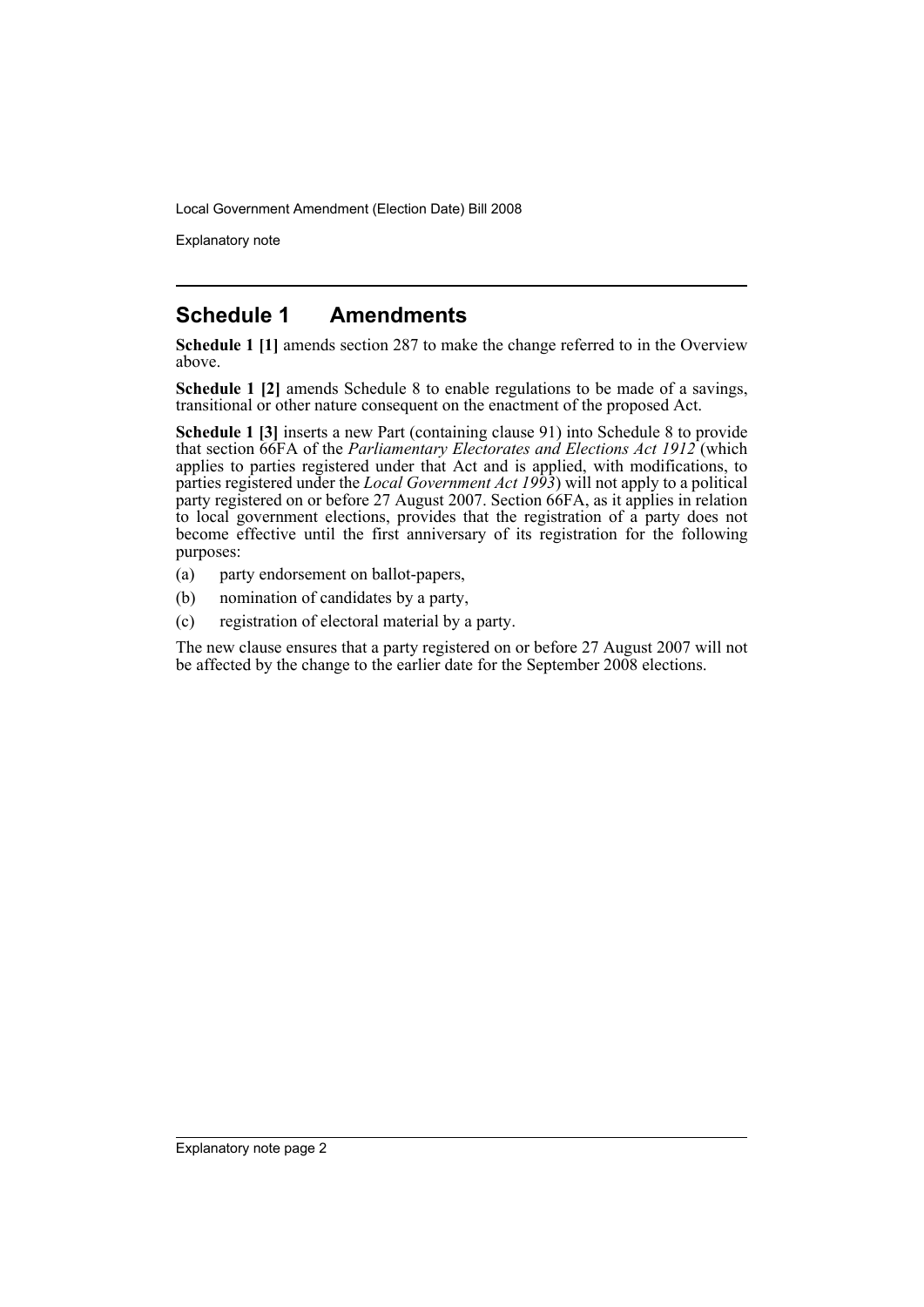## Schedule 1 Amendments

**Schedule 1 [1]** amends section 287 to make the change referred to in the Overview above.

**Schedule 1 [2]** amends Schedule 8 to enable regulations to be made of a savings, transitional or other nature consequent on the enactment of the proposed Act.

**Schedule 1 [3]** inserts a new Part (containing clause 91) into Schedule 8 to provide that section 66FA of the *Parliamentary Electorates and Elections Act 1912* (which applies to parties registered under that Act and is applied, with modifications, to parties registered under the *Local Government Act 1993*) will not apply to a political party registered on or before 27 August 2007. Section 66FA, as it applies in relation to local government elections, provides that the registration of a party does not become effective until the first anniversary of its registration for the following purposes:

(a) party endorsement on ballot-papers,

(b) nomination of candidates by a party,

(c) registration of electoral material by a party.

The new clause ensures that a party registered on or before 27 August 2007 will not be affected by the change to the earlier date for the September 2008 elections.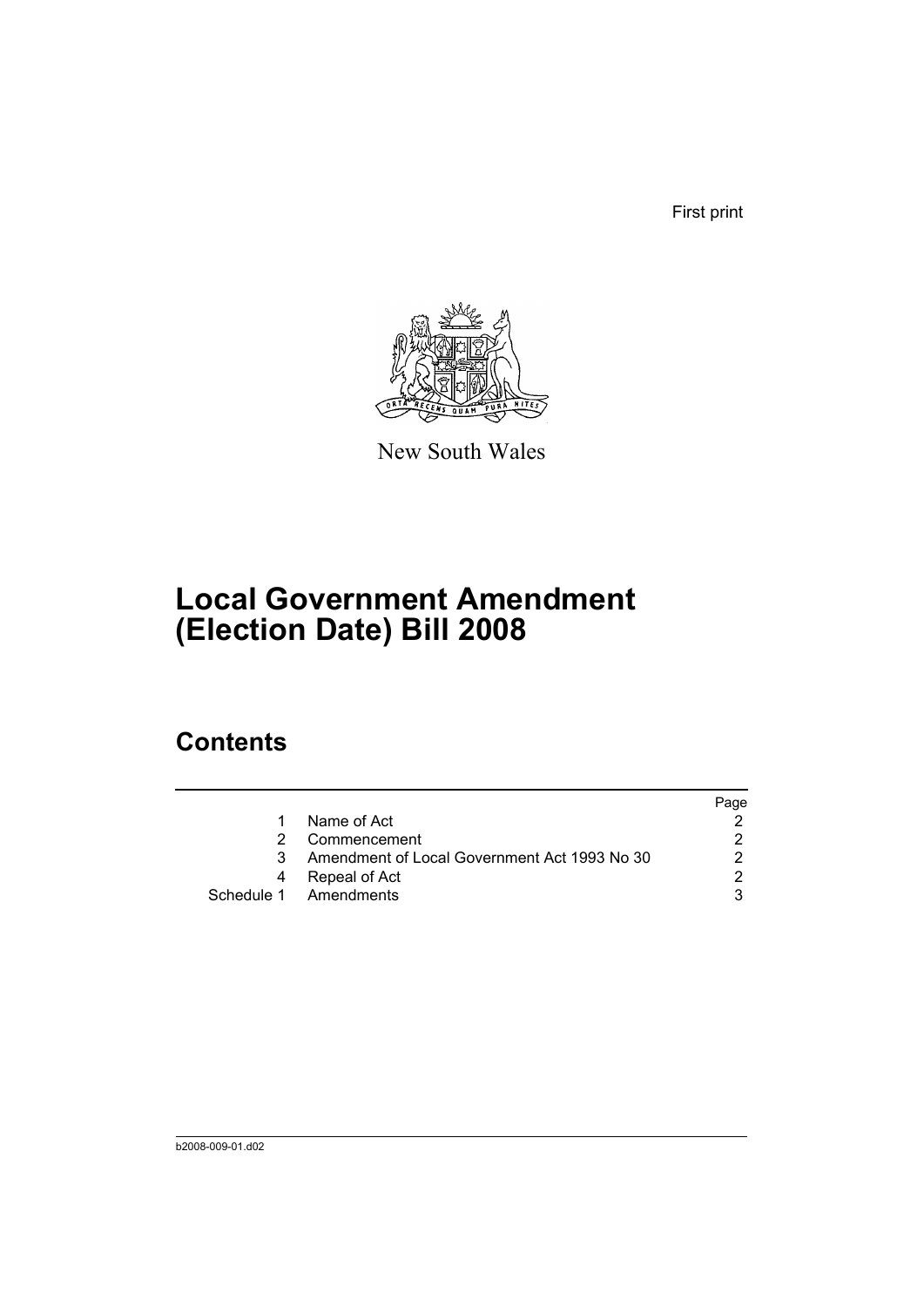First print

New South Wales

# Local Government Amendment (Election Date) Bill 2008

## Contents

| | | Page |
|---|---|---|
| 1 | Name of Act | 2 |
| 2 | Commencement | 2 |
| 3 | Amendment of Local Government Act 1993 No 30 | 2 |
| 4 | Repeal of Act | 2 |
| Schedule 1 | Amendments | 3 |

b2008-009-01.d02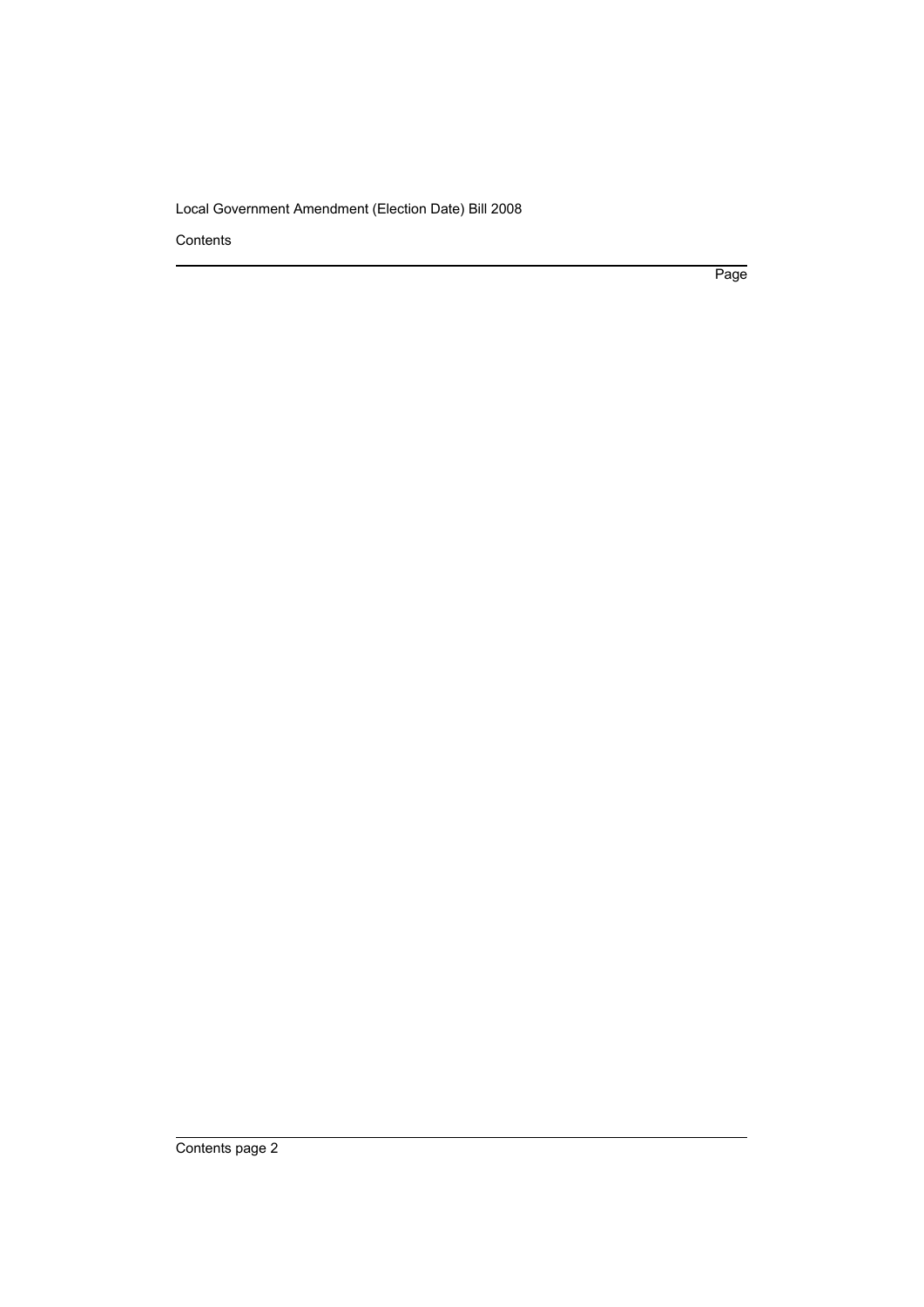Contents

Page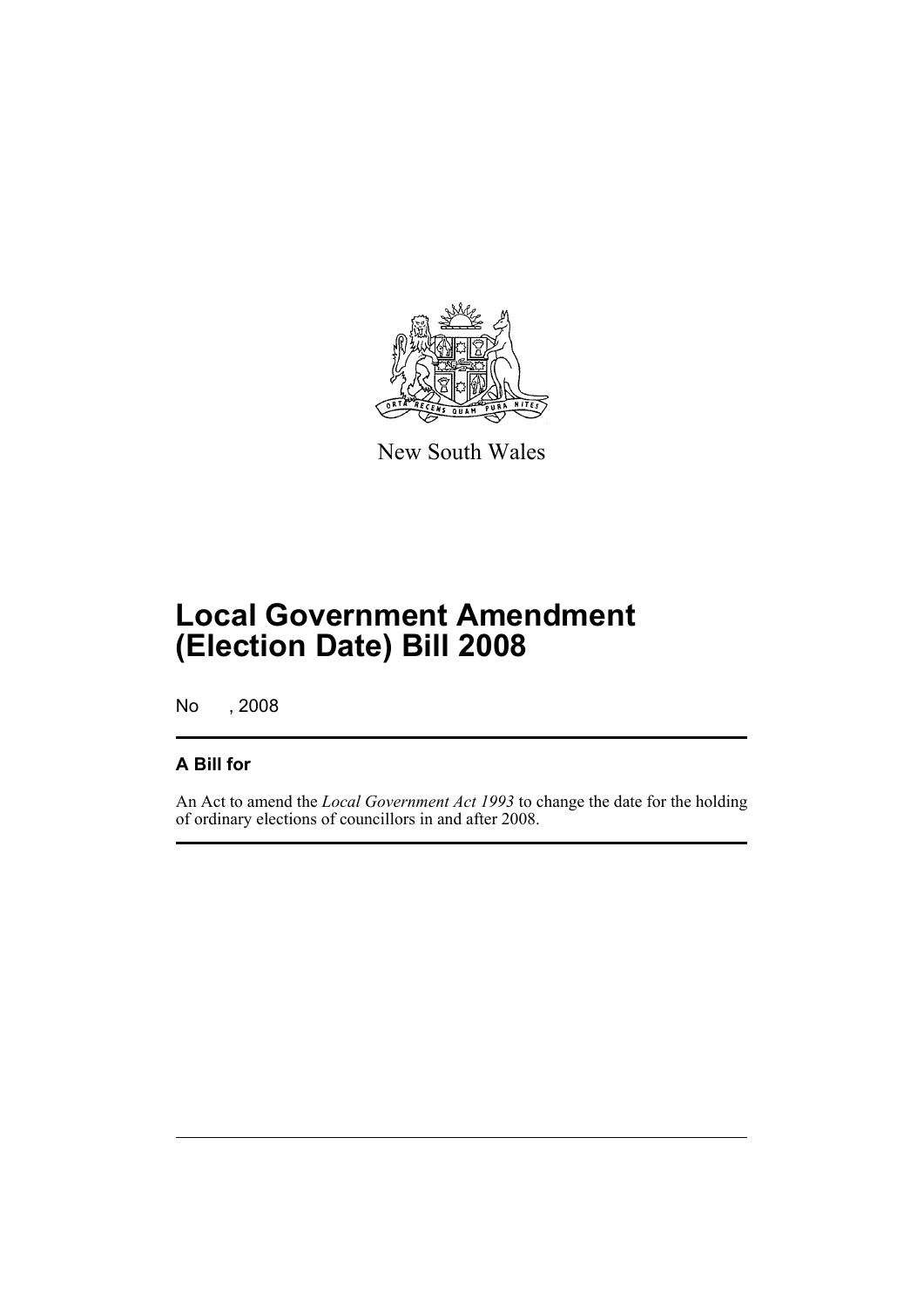New South Wales

# Local Government Amendment (Election Date) Bill 2008

No , 2008

## A Bill for

An Act to amend the *Local Government Act 1993* to change the date for the holding of ordinary elections of councillors in and after 2008.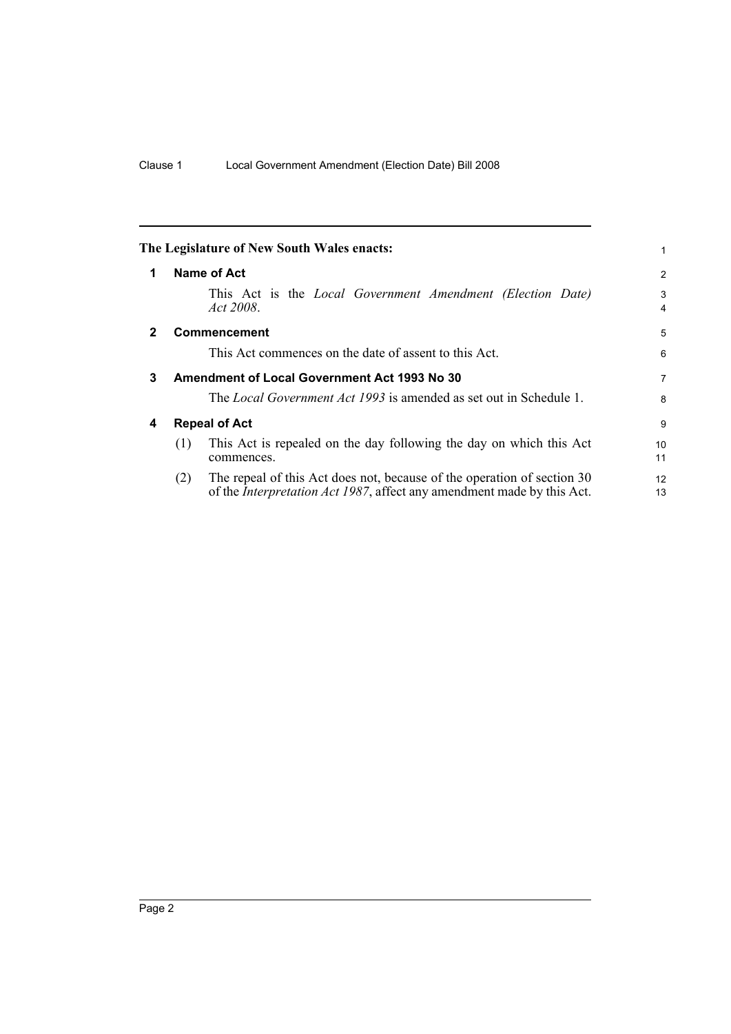**The Legislature of New South Wales enacts:**

## 1 Name of Act

This Act is the *Local Government Amendment (Election Date) Act 2008*.

## 2 Commencement

This Act commences on the date of assent to this Act.

## 3 Amendment of Local Government Act 1993 No 30

The *Local Government Act 1993* is amended as set out in Schedule 1.

## 4 Repeal of Act

(1) This Act is repealed on the day following the day on which this Act commences.

(2) The repeal of this Act does not, because of the operation of section 30 of the *Interpretation Act 1987*, affect any amendment made by this Act.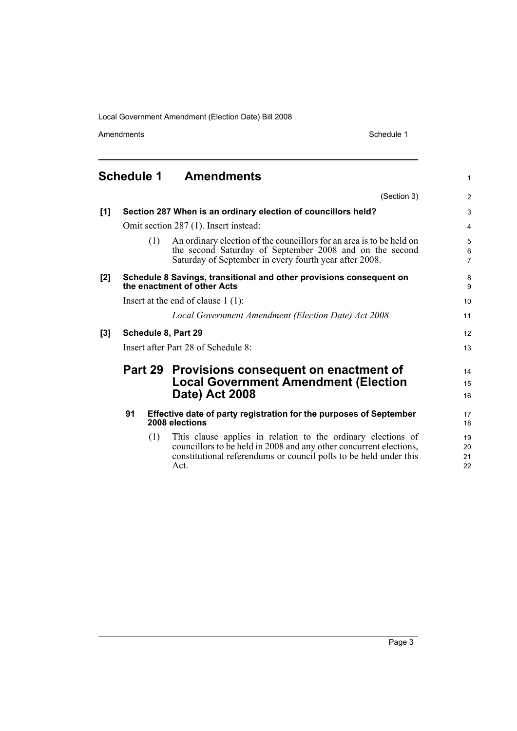## Schedule 1 Amendments

(Section 3)

**[1] Section 287 When is an ordinary election of councillors held?**

Omit section 287 (1). Insert instead:

(1) An ordinary election of the councillors for an area is to be held on the second Saturday of September 2008 and on the second Saturday of September in every fourth year after 2008.

**[2] Schedule 8 Savings, transitional and other provisions consequent on the enactment of other Acts**

Insert at the end of clause 1 (1):

*Local Government Amendment (Election Date) Act 2008*

**[3] Schedule 8, Part 29**

Insert after Part 28 of Schedule 8:

## Part 29 Provisions consequent on enactment of Local Government Amendment (Election Date) Act 2008

**91 Effective date of party registration for the purposes of September 2008 elections**

(1) This clause applies in relation to the ordinary elections of councillors to be held in 2008 and any other concurrent elections, constitutional referendums or council polls to be held under this Act.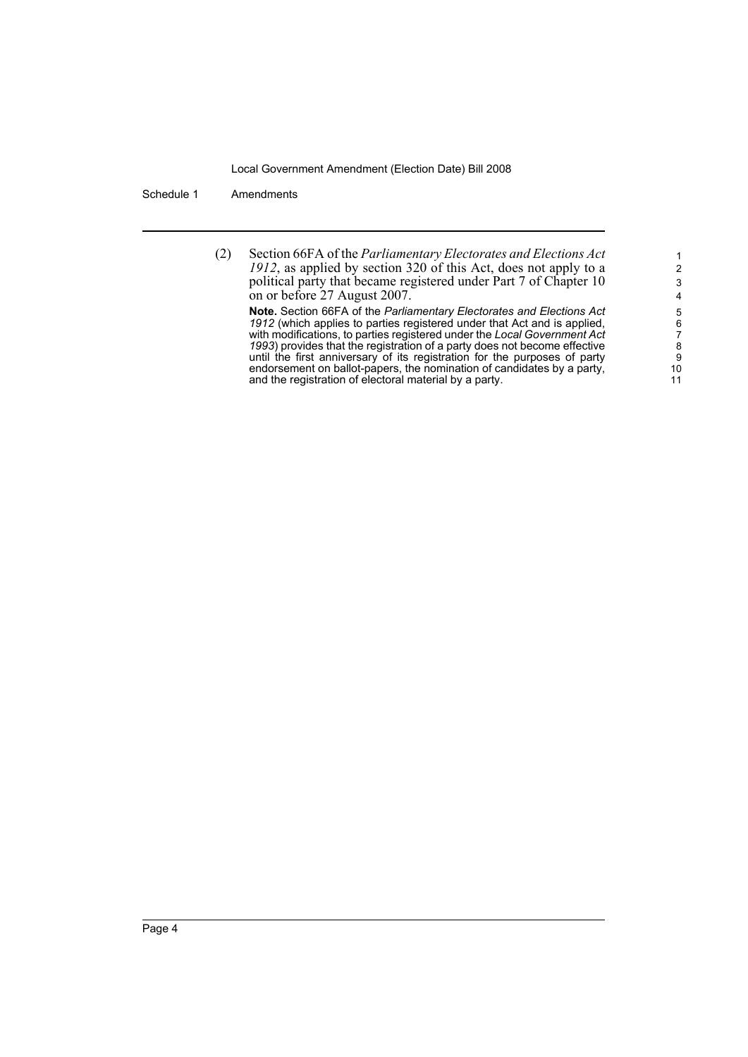(2) Section 66FA of the *Parliamentary Electorates and Elections Act 1912*, as applied by section 320 of this Act, does not apply to a political party that became registered under Part 7 of Chapter 10 on or before 27 August 2007.

**Note.** Section 66FA of the *Parliamentary Electorates and Elections Act 1912* (which applies to parties registered under that Act and is applied, with modifications, to parties registered under the *Local Government Act 1993*) provides that the registration of a party does not become effective until the first anniversary of its registration for the purposes of party endorsement on ballot-papers, the nomination of candidates by a party, and the registration of electoral material by a party.